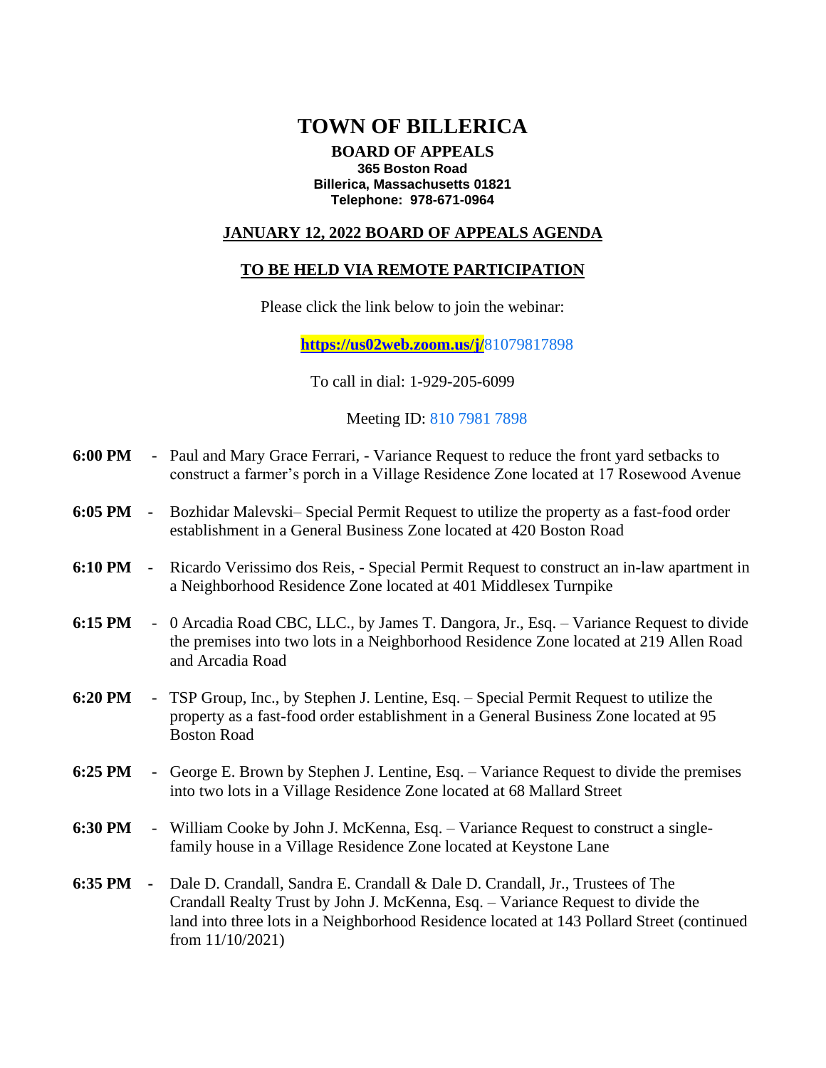# TOWN OF BILLERICA

**BOARD OF APPEALS**
**365 Boston Road**
**Billerica, Massachusetts 01821**
**Telephone: 978-671-0964**

## JANUARY 12, 2022 BOARD OF APPEALS AGENDA

## TO BE HELD VIA REMOTE PARTICIPATION

Please click the link below to join the webinar:

https://us02web.zoom.us/j/81079817898

To call in dial: 1-929-205-6099

Meeting ID: 810 7981 7898

**6:00 PM** - Paul and Mary Grace Ferrari, - Variance Request to reduce the front yard setbacks to construct a farmer's porch in a Village Residence Zone located at 17 Rosewood Avenue

**6:05 PM** - Bozhidar Malevski– Special Permit Request to utilize the property as a fast-food order establishment in a General Business Zone located at 420 Boston Road

**6:10 PM** - Ricardo Verissimo dos Reis, - Special Permit Request to construct an in-law apartment in a Neighborhood Residence Zone located at 401 Middlesex Turnpike

**6:15 PM** - 0 Arcadia Road CBC, LLC., by James T. Dangora, Jr., Esq. – Variance Request to divide the premises into two lots in a Neighborhood Residence Zone located at 219 Allen Road and Arcadia Road

**6:20 PM** - TSP Group, Inc., by Stephen J. Lentine, Esq. – Special Permit Request to utilize the property as a fast-food order establishment in a General Business Zone located at 95 Boston Road

**6:25 PM** - George E. Brown by Stephen J. Lentine, Esq. – Variance Request to divide the premises into two lots in a Village Residence Zone located at 68 Mallard Street

**6:30 PM** - William Cooke by John J. McKenna, Esq. – Variance Request to construct a single-family house in a Village Residence Zone located at Keystone Lane

**6:35 PM** - Dale D. Crandall, Sandra E. Crandall & Dale D. Crandall, Jr., Trustees of The Crandall Realty Trust by John J. McKenna, Esq. – Variance Request to divide the land into three lots in a Neighborhood Residence located at 143 Pollard Street (continued from 11/10/2021)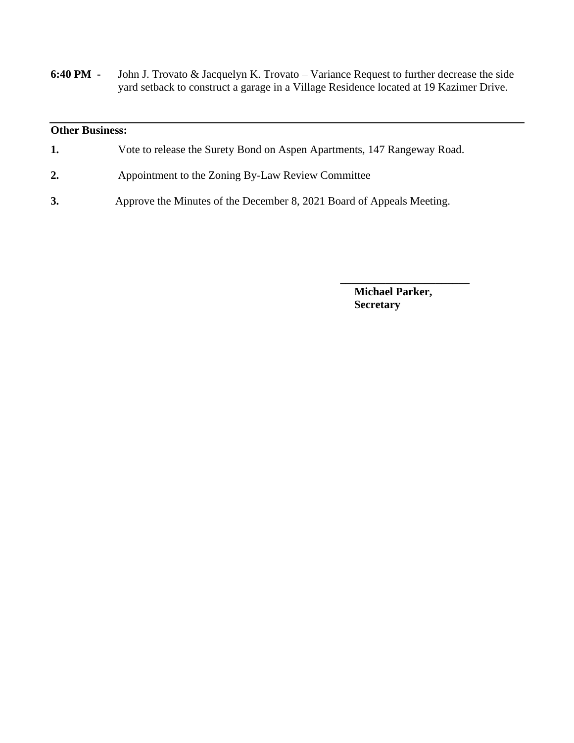**6:40 PM -** John J. Trovato & Jacquelyn K. Trovato – Variance Request to further decrease the side yard setback to construct a garage in a Village Residence located at 19 Kazimer Drive.

---

**Other Business:**

**1.** Vote to release the Surety Bond on Aspen Apartments, 147 Rangeway Road.

**2.** Appointment to the Zoning By-Law Review Committee

**3.** Approve the Minutes of the December 8, 2021 Board of Appeals Meeting.

______________________

**Michael Parker,**
**Secretary**